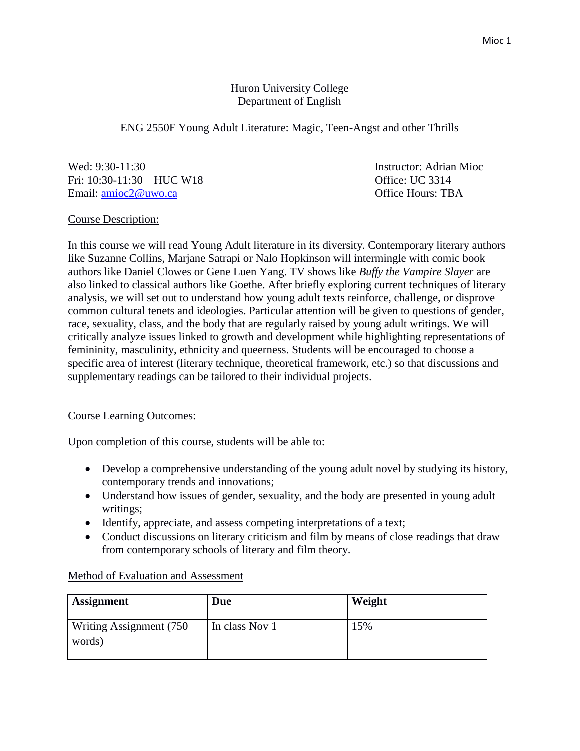Huron University College
Department of English

ENG 2550F Young Adult Literature: Magic, Teen-Angst and other Thrills

Wed: 9:30-11:30
Fri: 10:30-11:30 – HUC W18
Email: amioc2@uwo.ca

Instructor: Adrian Mioc
Office: UC 3314
Office Hours: TBA

Course Description:

In this course we will read Young Adult literature in its diversity. Contemporary literary authors like Suzanne Collins, Marjane Satrapi or Nalo Hopkinson will intermingle with comic book authors like Daniel Clowes or Gene Luen Yang. TV shows like *Buffy the Vampire Slayer* are also linked to classical authors like Goethe. After briefly exploring current techniques of literary analysis, we will set out to understand how young adult texts reinforce, challenge, or disprove common cultural tenets and ideologies. Particular attention will be given to questions of gender, race, sexuality, class, and the body that are regularly raised by young adult writings. We will critically analyze issues linked to growth and development while highlighting representations of femininity, masculinity, ethnicity and queerness. Students will be encouraged to choose a specific area of interest (literary technique, theoretical framework, etc.) so that discussions and supplementary readings can be tailored to their individual projects.

Course Learning Outcomes:

Upon completion of this course, students will be able to:

- Develop a comprehensive understanding of the young adult novel by studying its history, contemporary trends and innovations;
- Understand how issues of gender, sexuality, and the body are presented in young adult writings;
- Identify, appreciate, and assess competing interpretations of a text;
- Conduct discussions on literary criticism and film by means of close readings that draw from contemporary schools of literary and film theory.

Method of Evaluation and Assessment

| **Assignment** | **Due** | **Weight** |
| --- | --- | --- |
| Writing Assignment (750 words) | In class Nov 1 | 15% |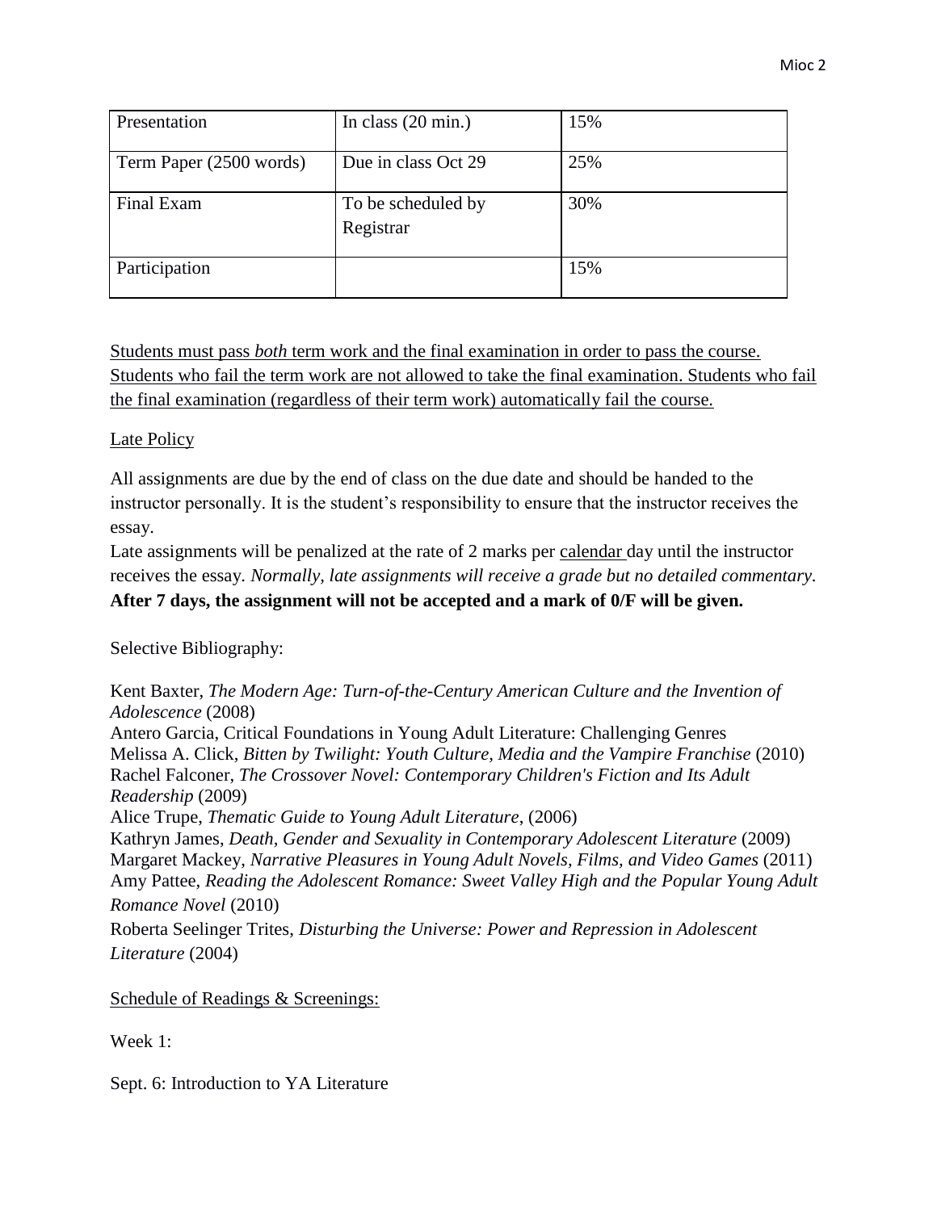| Presentation | In class (20 min.) | 15% |
|---|---|---|
| Term Paper (2500 words) | Due in class Oct 29 | 25% |
| Final Exam | To be scheduled by Registrar | 30% |
| Participation | | 15% |

Students must pass *both* term work and the final examination in order to pass the course. Students who fail the term work are not allowed to take the final examination. Students who fail the final examination (regardless of their term work) automatically fail the course.

Late Policy

All assignments are due by the end of class on the due date and should be handed to the instructor personally. It is the student's responsibility to ensure that the instructor receives the essay.

Late assignments will be penalized at the rate of 2 marks per calendar day until the instructor receives the essay. *Normally, late assignments will receive a grade but no detailed commentary.* **After 7 days, the assignment will not be accepted and a mark of 0/F will be given.**

Selective Bibliography:

Kent Baxter, *The Modern Age: Turn-of-the-Century American Culture and the Invention of Adolescence* (2008)
Antero Garcia, Critical Foundations in Young Adult Literature: Challenging Genres
Melissa A. Click, *Bitten by Twilight: Youth Culture, Media and the Vampire Franchise* (2010)
Rachel Falconer, *The Crossover Novel: Contemporary Children's Fiction and Its Adult Readership* (2009)
Alice Trupe, *Thematic Guide to Young Adult Literature*, (2006)
Kathryn James, *Death, Gender and Sexuality in Contemporary Adolescent Literature* (2009)
Margaret Mackey, *Narrative Pleasures in Young Adult Novels, Films, and Video Games* (2011)
Amy Pattee, *Reading the Adolescent Romance: Sweet Valley High and the Popular Young Adult Romance Novel* (2010)
Roberta Seelinger Trites, *Disturbing the Universe: Power and Repression in Adolescent Literature* (2004)

Schedule of Readings & Screenings:

Week 1:

Sept. 6: Introduction to YA Literature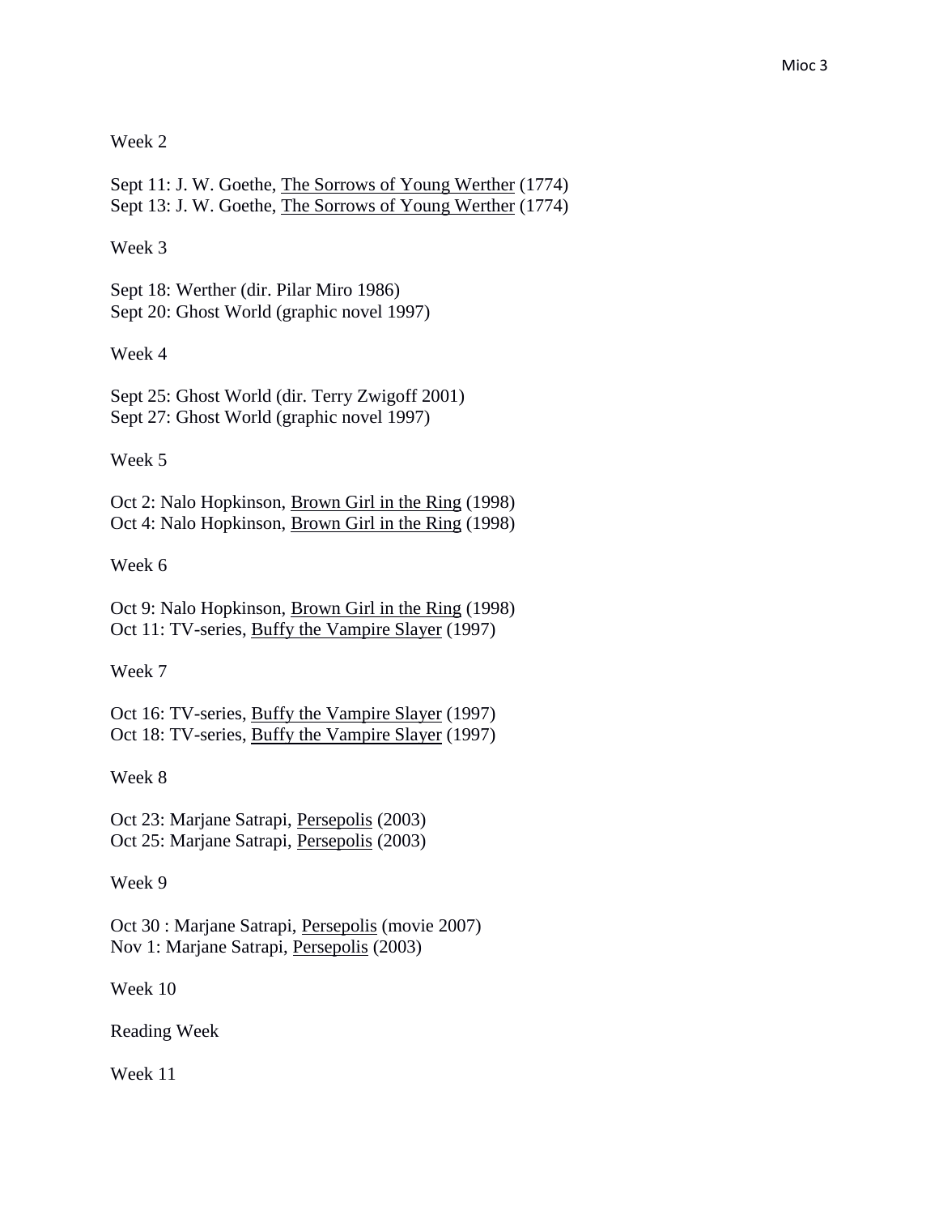Week 2

Sept 11: J. W. Goethe, The Sorrows of Young Werther (1774)
Sept 13: J. W. Goethe, The Sorrows of Young Werther (1774)

Week 3

Sept 18: Werther (dir. Pilar Miro 1986)
Sept 20: Ghost World (graphic novel 1997)

Week 4

Sept 25: Ghost World (dir. Terry Zwigoff 2001)
Sept 27: Ghost World (graphic novel 1997)

Week 5

Oct 2: Nalo Hopkinson, Brown Girl in the Ring (1998)
Oct 4: Nalo Hopkinson, Brown Girl in the Ring (1998)

Week 6

Oct 9: Nalo Hopkinson, Brown Girl in the Ring (1998)
Oct 11: TV-series, Buffy the Vampire Slayer (1997)

Week 7

Oct 16: TV-series, Buffy the Vampire Slayer (1997)
Oct 18: TV-series, Buffy the Vampire Slayer (1997)

Week 8

Oct 23: Marjane Satrapi, Persepolis (2003)
Oct 25: Marjane Satrapi, Persepolis (2003)

Week 9

Oct 30 : Marjane Satrapi, Persepolis (movie 2007)
Nov 1: Marjane Satrapi, Persepolis (2003)

Week 10

Reading Week

Week 11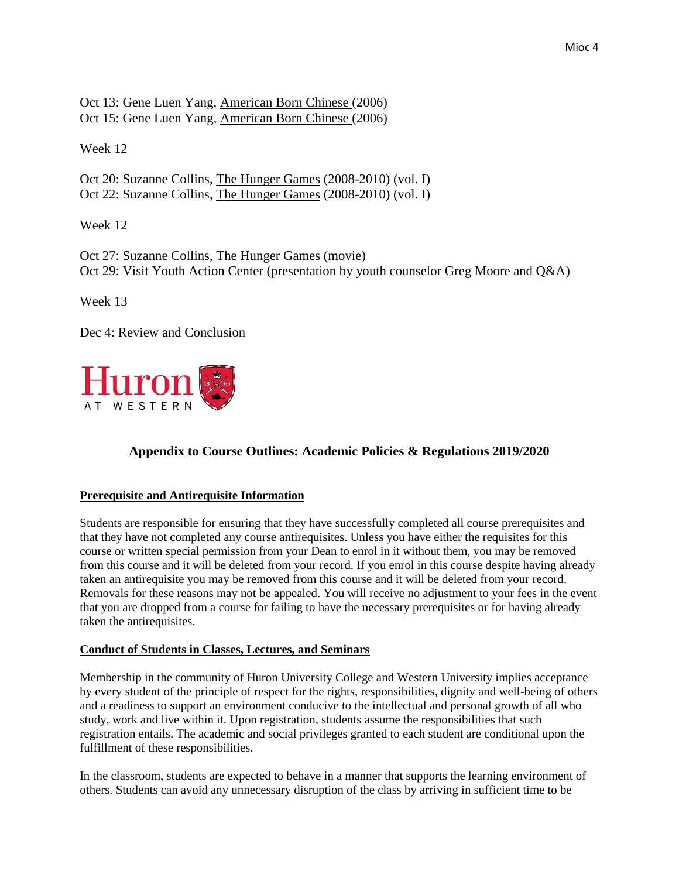Oct 13: Gene Luen Yang, American Born Chinese (2006)
Oct 15: Gene Luen Yang, American Born Chinese (2006)

Week 12

Oct 20: Suzanne Collins, The Hunger Games (2008-2010) (vol. I)
Oct 22: Suzanne Collins, The Hunger Games (2008-2010) (vol. I)

Week 12

Oct 27: Suzanne Collins, The Hunger Games (movie)
Oct 29: Visit Youth Action Center (presentation by youth counselor Greg Moore and Q&A)

Week 13

Dec 4: Review and Conclusion

Huron AT WESTERN

## Appendix to Course Outlines: Academic Policies & Regulations 2019/2020

### Prerequisite and Antirequisite Information

Students are responsible for ensuring that they have successfully completed all course prerequisites and that they have not completed any course antirequisites. Unless you have either the requisites for this course or written special permission from your Dean to enrol in it without them, you may be removed from this course and it will be deleted from your record. If you enrol in this course despite having already taken an antirequisite you may be removed from this course and it will be deleted from your record. Removals for these reasons may not be appealed. You will receive no adjustment to your fees in the event that you are dropped from a course for failing to have the necessary prerequisites or for having already taken the antirequisites.

### Conduct of Students in Classes, Lectures, and Seminars

Membership in the community of Huron University College and Western University implies acceptance by every student of the principle of respect for the rights, responsibilities, dignity and well-being of others and a readiness to support an environment conducive to the intellectual and personal growth of all who study, work and live within it. Upon registration, students assume the responsibilities that such registration entails. The academic and social privileges granted to each student are conditional upon the fulfillment of these responsibilities.

In the classroom, students are expected to behave in a manner that supports the learning environment of others. Students can avoid any unnecessary disruption of the class by arriving in sufficient time to be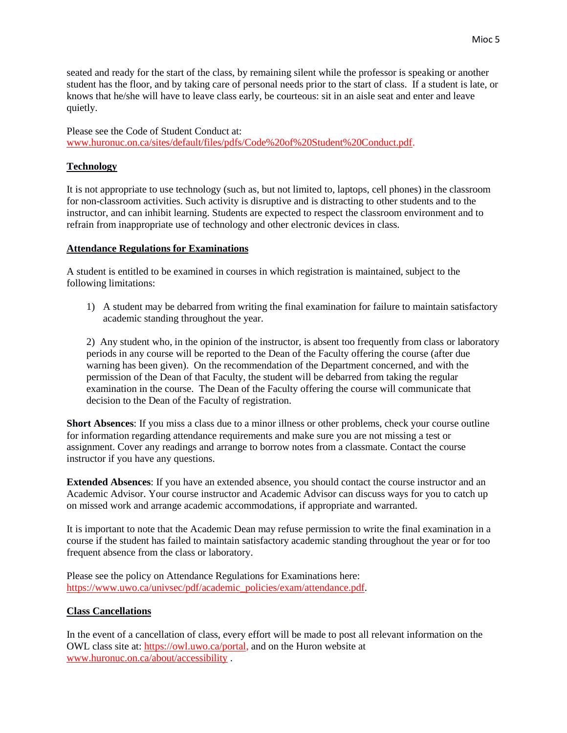seated and ready for the start of the class, by remaining silent while the professor is speaking or another student has the floor, and by taking care of personal needs prior to the start of class. If a student is late, or knows that he/she will have to leave class early, be courteous: sit in an aisle seat and enter and leave quietly.

Please see the Code of Student Conduct at: www.huronuc.on.ca/sites/default/files/pdfs/Code%20of%20Student%20Conduct.pdf.

## Technology

It is not appropriate to use technology (such as, but not limited to, laptops, cell phones) in the classroom for non-classroom activities. Such activity is disruptive and is distracting to other students and to the instructor, and can inhibit learning. Students are expected to respect the classroom environment and to refrain from inappropriate use of technology and other electronic devices in class.

## Attendance Regulations for Examinations

A student is entitled to be examined in courses in which registration is maintained, subject to the following limitations:

1) A student may be debarred from writing the final examination for failure to maintain satisfactory academic standing throughout the year.

2) Any student who, in the opinion of the instructor, is absent too frequently from class or laboratory periods in any course will be reported to the Dean of the Faculty offering the course (after due warning has been given). On the recommendation of the Department concerned, and with the permission of the Dean of that Faculty, the student will be debarred from taking the regular examination in the course. The Dean of the Faculty offering the course will communicate that decision to the Dean of the Faculty of registration.

**Short Absences**: If you miss a class due to a minor illness or other problems, check your course outline for information regarding attendance requirements and make sure you are not missing a test or assignment. Cover any readings and arrange to borrow notes from a classmate. Contact the course instructor if you have any questions.

**Extended Absences**: If you have an extended absence, you should contact the course instructor and an Academic Advisor. Your course instructor and Academic Advisor can discuss ways for you to catch up on missed work and arrange academic accommodations, if appropriate and warranted.

It is important to note that the Academic Dean may refuse permission to write the final examination in a course if the student has failed to maintain satisfactory academic standing throughout the year or for too frequent absence from the class or laboratory.

Please see the policy on Attendance Regulations for Examinations here: https://www.uwo.ca/univsec/pdf/academic_policies/exam/attendance.pdf.

## Class Cancellations

In the event of a cancellation of class, every effort will be made to post all relevant information on the OWL class site at: https://owl.uwo.ca/portal, and on the Huron website at www.huronuc.on.ca/about/accessibility .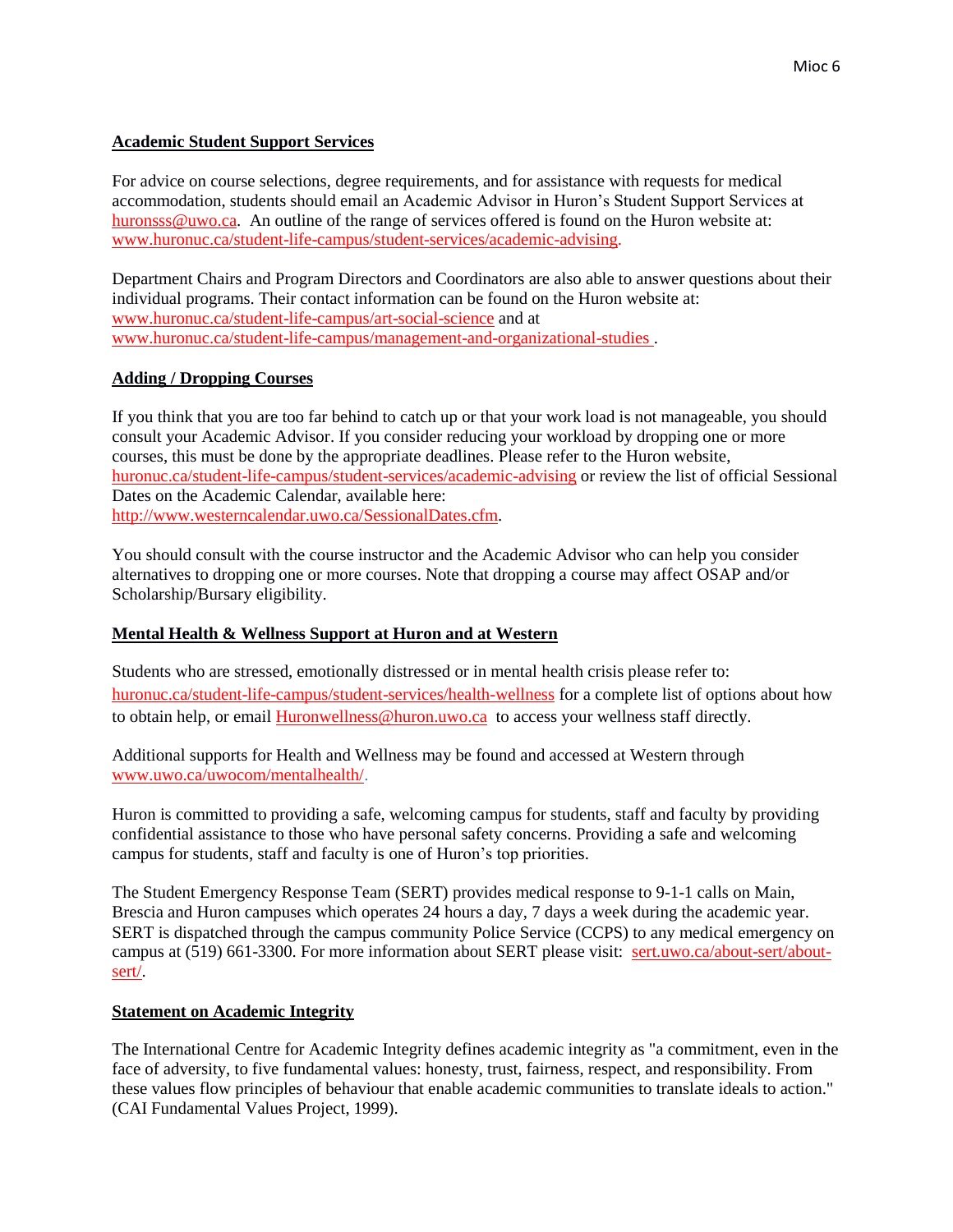## Academic Student Support Services

For advice on course selections, degree requirements, and for assistance with requests for medical accommodation, students should email an Academic Advisor in Huron's Student Support Services at huronsss@uwo.ca. An outline of the range of services offered is found on the Huron website at: www.huronuc.ca/student-life-campus/student-services/academic-advising.

Department Chairs and Program Directors and Coordinators are also able to answer questions about their individual programs. Their contact information can be found on the Huron website at: www.huronuc.ca/student-life-campus/art-social-science and at www.huronuc.ca/student-life-campus/management-and-organizational-studies .

## Adding / Dropping Courses

If you think that you are too far behind to catch up or that your work load is not manageable, you should consult your Academic Advisor. If you consider reducing your workload by dropping one or more courses, this must be done by the appropriate deadlines. Please refer to the Huron website, huronuc.ca/student-life-campus/student-services/academic-advising or review the list of official Sessional Dates on the Academic Calendar, available here: http://www.westerncalendar.uwo.ca/SessionalDates.cfm.

You should consult with the course instructor and the Academic Advisor who can help you consider alternatives to dropping one or more courses. Note that dropping a course may affect OSAP and/or Scholarship/Bursary eligibility.

## Mental Health & Wellness Support at Huron and at Western

Students who are stressed, emotionally distressed or in mental health crisis please refer to: huronuc.ca/student-life-campus/student-services/health-wellness for a complete list of options about how to obtain help, or email Huronwellness@huron.uwo.ca to access your wellness staff directly.

Additional supports for Health and Wellness may be found and accessed at Western through www.uwo.ca/uwocom/mentalhealth/.

Huron is committed to providing a safe, welcoming campus for students, staff and faculty by providing confidential assistance to those who have personal safety concerns. Providing a safe and welcoming campus for students, staff and faculty is one of Huron's top priorities.

The Student Emergency Response Team (SERT) provides medical response to 9-1-1 calls on Main, Brescia and Huron campuses which operates 24 hours a day, 7 days a week during the academic year. SERT is dispatched through the campus community Police Service (CCPS) to any medical emergency on campus at (519) 661-3300. For more information about SERT please visit: sert.uwo.ca/about-sert/about-sert/.

## Statement on Academic Integrity

The International Centre for Academic Integrity defines academic integrity as "a commitment, even in the face of adversity, to five fundamental values: honesty, trust, fairness, respect, and responsibility. From these values flow principles of behaviour that enable academic communities to translate ideals to action." (CAI Fundamental Values Project, 1999).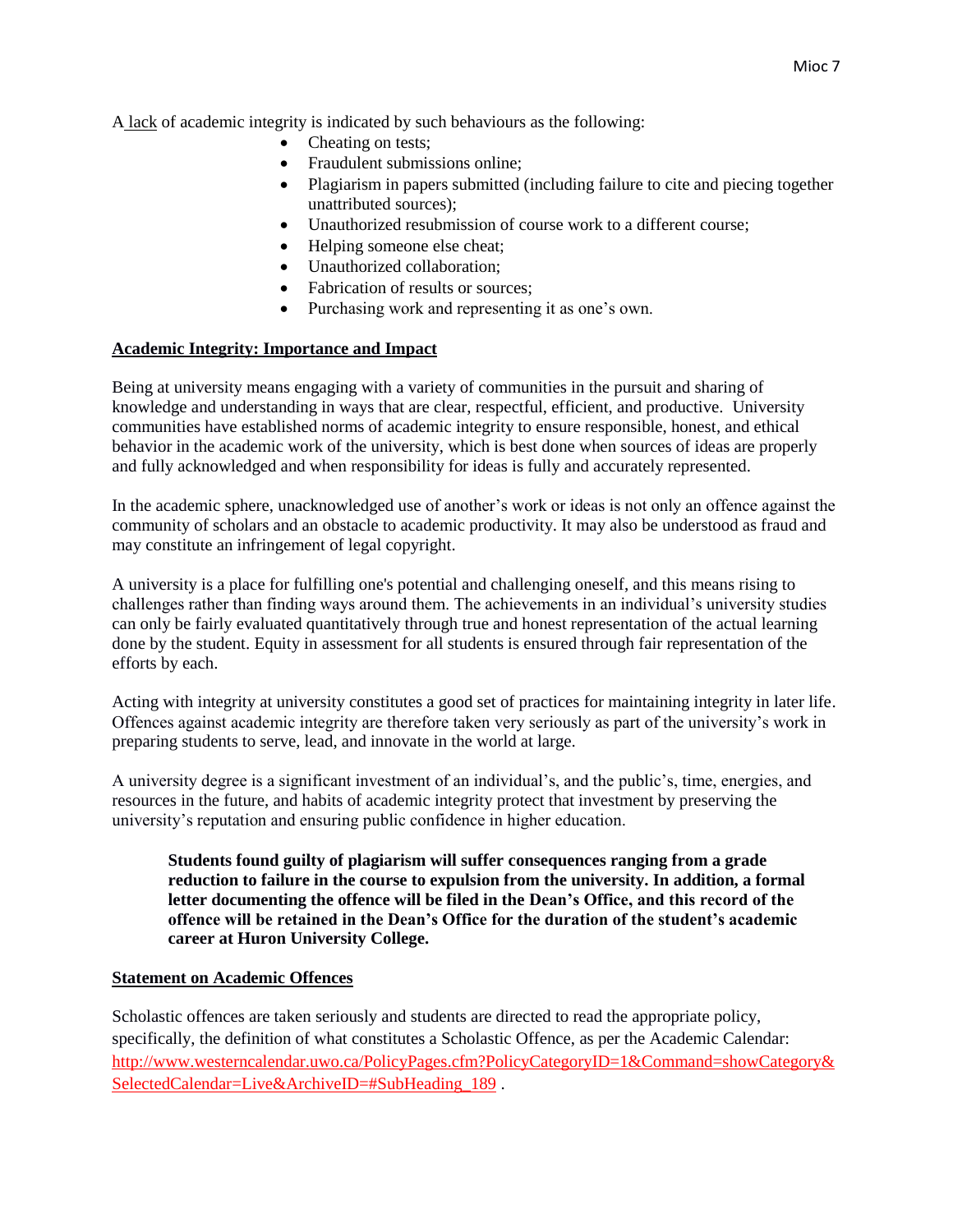A lack of academic integrity is indicated by such behaviours as the following:

- Cheating on tests;
- Fraudulent submissions online;
- Plagiarism in papers submitted (including failure to cite and piecing together unattributed sources);
- Unauthorized resubmission of course work to a different course;
- Helping someone else cheat;
- Unauthorized collaboration;
- Fabrication of results or sources;
- Purchasing work and representing it as one's own.

## Academic Integrity: Importance and Impact

Being at university means engaging with a variety of communities in the pursuit and sharing of knowledge and understanding in ways that are clear, respectful, efficient, and productive. University communities have established norms of academic integrity to ensure responsible, honest, and ethical behavior in the academic work of the university, which is best done when sources of ideas are properly and fully acknowledged and when responsibility for ideas is fully and accurately represented.

In the academic sphere, unacknowledged use of another's work or ideas is not only an offence against the community of scholars and an obstacle to academic productivity. It may also be understood as fraud and may constitute an infringement of legal copyright.

A university is a place for fulfilling one's potential and challenging oneself, and this means rising to challenges rather than finding ways around them. The achievements in an individual's university studies can only be fairly evaluated quantitatively through true and honest representation of the actual learning done by the student. Equity in assessment for all students is ensured through fair representation of the efforts by each.

Acting with integrity at university constitutes a good set of practices for maintaining integrity in later life. Offences against academic integrity are therefore taken very seriously as part of the university's work in preparing students to serve, lead, and innovate in the world at large.

A university degree is a significant investment of an individual's, and the public's, time, energies, and resources in the future, and habits of academic integrity protect that investment by preserving the university's reputation and ensuring public confidence in higher education.

> **Students found guilty of plagiarism will suffer consequences ranging from a grade reduction to failure in the course to expulsion from the university. In addition, a formal letter documenting the offence will be filed in the Dean's Office, and this record of the offence will be retained in the Dean's Office for the duration of the student's academic career at Huron University College.**

## Statement on Academic Offences

Scholastic offences are taken seriously and students are directed to read the appropriate policy, specifically, the definition of what constitutes a Scholastic Offence, as per the Academic Calendar: http://www.westerncalendar.uwo.ca/PolicyPages.cfm?PolicyCategoryID=1&Command=showCategory&SelectedCalendar=Live&ArchiveID=#SubHeading_189 .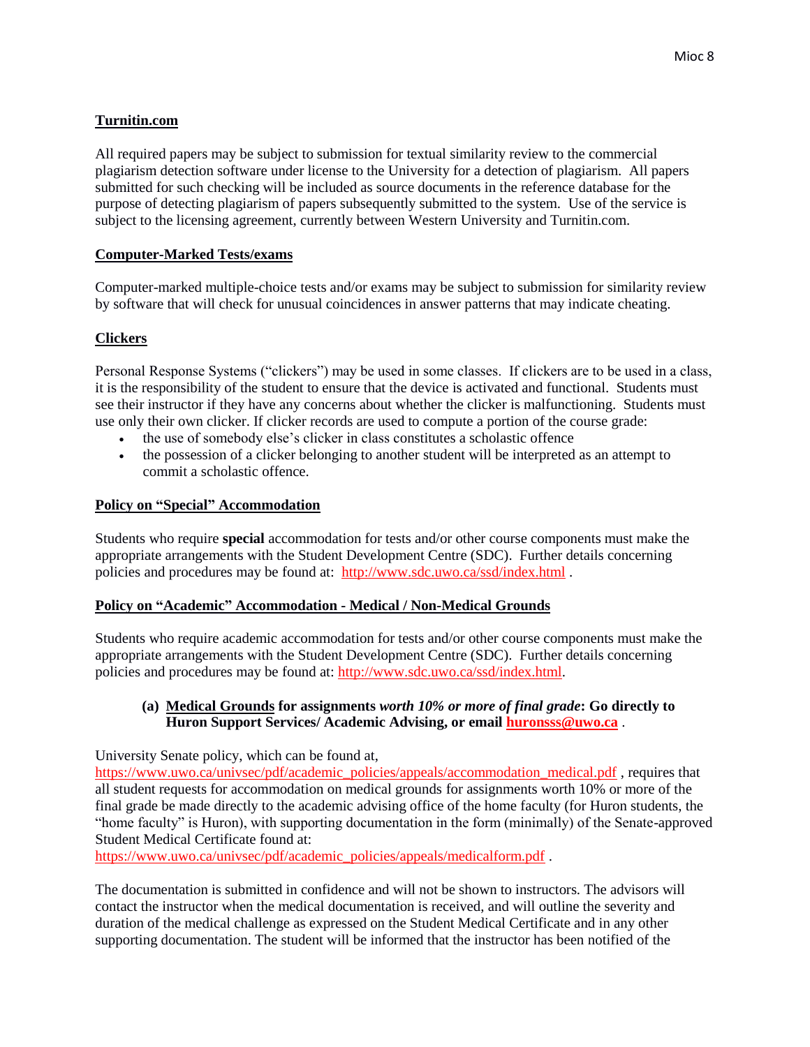**Turnitin.com**

All required papers may be subject to submission for textual similarity review to the commercial plagiarism detection software under license to the University for a detection of plagiarism. All papers submitted for such checking will be included as source documents in the reference database for the purpose of detecting plagiarism of papers subsequently submitted to the system. Use of the service is subject to the licensing agreement, currently between Western University and Turnitin.com.

**Computer-Marked Tests/exams**

Computer-marked multiple-choice tests and/or exams may be subject to submission for similarity review by software that will check for unusual coincidences in answer patterns that may indicate cheating.

**Clickers**

Personal Response Systems ("clickers") may be used in some classes. If clickers are to be used in a class, it is the responsibility of the student to ensure that the device is activated and functional. Students must see their instructor if they have any concerns about whether the clicker is malfunctioning. Students must use only their own clicker. If clicker records are used to compute a portion of the course grade:

- the use of somebody else's clicker in class constitutes a scholastic offence
- the possession of a clicker belonging to another student will be interpreted as an attempt to commit a scholastic offence.

**Policy on "Special" Accommodation**

Students who require **special** accommodation for tests and/or other course components must make the appropriate arrangements with the Student Development Centre (SDC). Further details concerning policies and procedures may be found at: http://www.sdc.uwo.ca/ssd/index.html .

**Policy on "Academic" Accommodation - Medical / Non-Medical Grounds**

Students who require academic accommodation for tests and/or other course components must make the appropriate arrangements with the Student Development Centre (SDC). Further details concerning policies and procedures may be found at: http://www.sdc.uwo.ca/ssd/index.html.

**(a) Medical Grounds for assignments *worth 10% or more of final grade*: Go directly to Huron Support Services/ Academic Advising, or email huronsss@uwo.ca .**

University Senate policy, which can be found at, https://www.uwo.ca/univsec/pdf/academic_policies/appeals/accommodation_medical.pdf , requires that all student requests for accommodation on medical grounds for assignments worth 10% or more of the final grade be made directly to the academic advising office of the home faculty (for Huron students, the "home faculty" is Huron), with supporting documentation in the form (minimally) of the Senate-approved Student Medical Certificate found at: https://www.uwo.ca/univsec/pdf/academic_policies/appeals/medicalform.pdf .

The documentation is submitted in confidence and will not be shown to instructors. The advisors will contact the instructor when the medical documentation is received, and will outline the severity and duration of the medical challenge as expressed on the Student Medical Certificate and in any other supporting documentation. The student will be informed that the instructor has been notified of the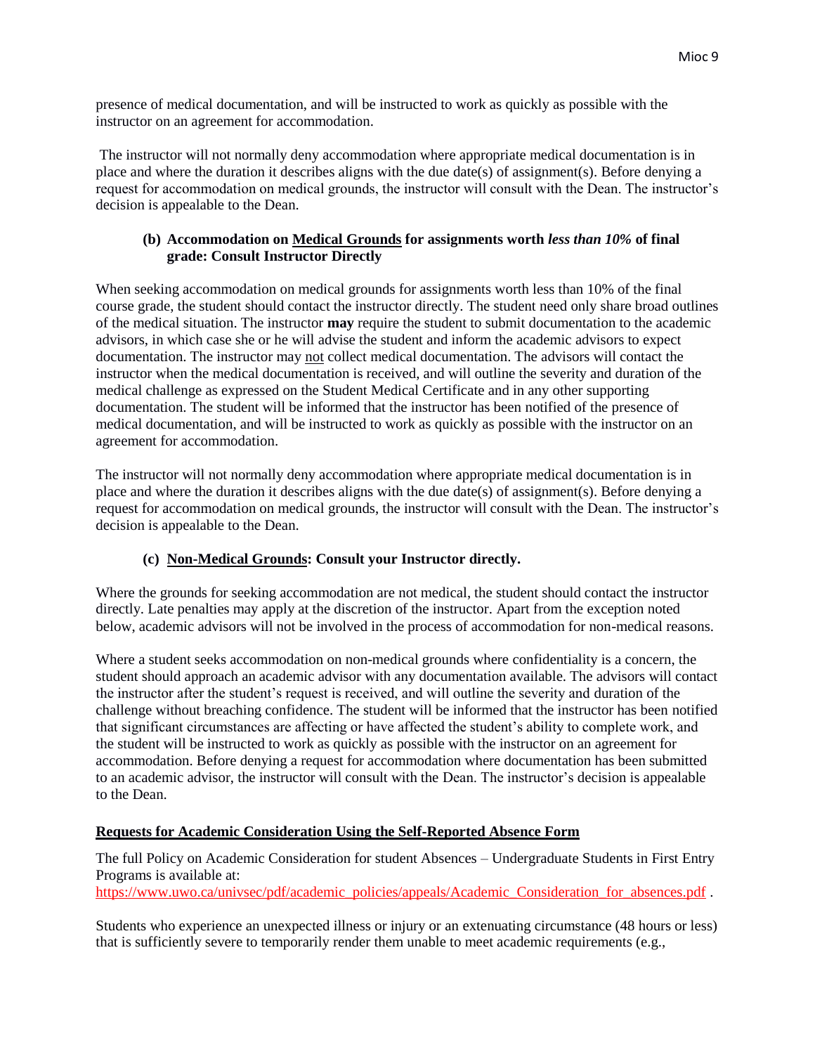presence of medical documentation, and will be instructed to work as quickly as possible with the instructor on an agreement for accommodation.

The instructor will not normally deny accommodation where appropriate medical documentation is in place and where the duration it describes aligns with the due date(s) of assignment(s). Before denying a request for accommodation on medical grounds, the instructor will consult with the Dean. The instructor's decision is appealable to the Dean.

### (b) Accommodation on Medical Grounds for assignments worth *less than 10%* of final grade: Consult Instructor Directly

When seeking accommodation on medical grounds for assignments worth less than 10% of the final course grade, the student should contact the instructor directly. The student need only share broad outlines of the medical situation. The instructor **may** require the student to submit documentation to the academic advisors, in which case she or he will advise the student and inform the academic advisors to expect documentation. The instructor may not collect medical documentation. The advisors will contact the instructor when the medical documentation is received, and will outline the severity and duration of the medical challenge as expressed on the Student Medical Certificate and in any other supporting documentation. The student will be informed that the instructor has been notified of the presence of medical documentation, and will be instructed to work as quickly as possible with the instructor on an agreement for accommodation.

The instructor will not normally deny accommodation where appropriate medical documentation is in place and where the duration it describes aligns with the due date(s) of assignment(s). Before denying a request for accommodation on medical grounds, the instructor will consult with the Dean. The instructor's decision is appealable to the Dean.

### (c) Non-Medical Grounds: Consult your Instructor directly.

Where the grounds for seeking accommodation are not medical, the student should contact the instructor directly. Late penalties may apply at the discretion of the instructor. Apart from the exception noted below, academic advisors will not be involved in the process of accommodation for non-medical reasons.

Where a student seeks accommodation on non-medical grounds where confidentiality is a concern, the student should approach an academic advisor with any documentation available. The advisors will contact the instructor after the student's request is received, and will outline the severity and duration of the challenge without breaching confidence. The student will be informed that the instructor has been notified that significant circumstances are affecting or have affected the student's ability to complete work, and the student will be instructed to work as quickly as possible with the instructor on an agreement for accommodation. Before denying a request for accommodation where documentation has been submitted to an academic advisor, the instructor will consult with the Dean. The instructor's decision is appealable to the Dean.

## Requests for Academic Consideration Using the Self-Reported Absence Form

The full Policy on Academic Consideration for student Absences – Undergraduate Students in First Entry Programs is available at: https://www.uwo.ca/univsec/pdf/academic_policies/appeals/Academic_Consideration_for_absences.pdf .

Students who experience an unexpected illness or injury or an extenuating circumstance (48 hours or less) that is sufficiently severe to temporarily render them unable to meet academic requirements (e.g.,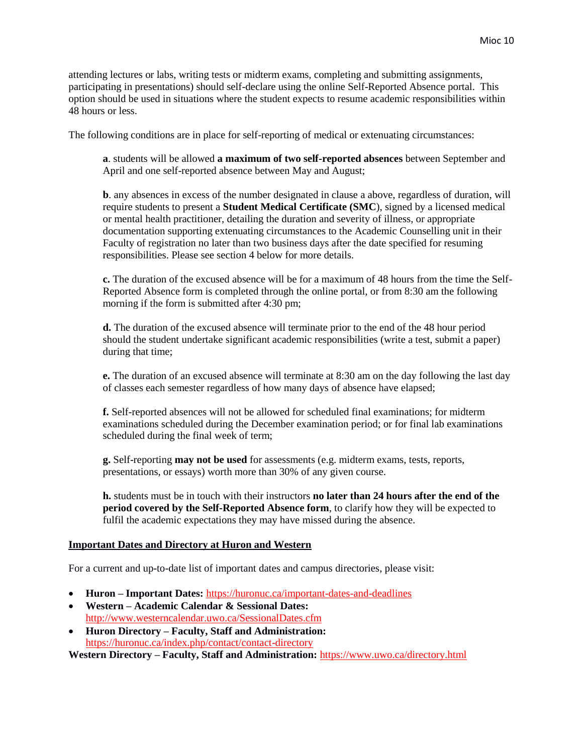attending lectures or labs, writing tests or midterm exams, completing and submitting assignments, participating in presentations) should self-declare using the online Self-Reported Absence portal. This option should be used in situations where the student expects to resume academic responsibilities within 48 hours or less.

The following conditions are in place for self-reporting of medical or extenuating circumstances:

> **a**. students will be allowed **a maximum of two self-reported absences** between September and April and one self-reported absence between May and August;
>
> **b**. any absences in excess of the number designated in clause a above, regardless of duration, will require students to present a **Student Medical Certificate (SMC**), signed by a licensed medical or mental health practitioner, detailing the duration and severity of illness, or appropriate documentation supporting extenuating circumstances to the Academic Counselling unit in their Faculty of registration no later than two business days after the date specified for resuming responsibilities. Please see section 4 below for more details.
>
> **c.** The duration of the excused absence will be for a maximum of 48 hours from the time the Self-Reported Absence form is completed through the online portal, or from 8:30 am the following morning if the form is submitted after 4:30 pm;
>
> **d.** The duration of the excused absence will terminate prior to the end of the 48 hour period should the student undertake significant academic responsibilities (write a test, submit a paper) during that time;
>
> **e.** The duration of an excused absence will terminate at 8:30 am on the day following the last day of classes each semester regardless of how many days of absence have elapsed;
>
> **f.** Self-reported absences will not be allowed for scheduled final examinations; for midterm examinations scheduled during the December examination period; or for final lab examinations scheduled during the final week of term;
>
> **g.** Self-reporting **may not be used** for assessments (e.g. midterm exams, tests, reports, presentations, or essays) worth more than 30% of any given course.
>
> **h.** students must be in touch with their instructors **no later than 24 hours after the end of the period covered by the Self-Reported Absence form**, to clarify how they will be expected to fulfil the academic expectations they may have missed during the absence.

**Important Dates and Directory at Huron and Western**

For a current and up-to-date list of important dates and campus directories, please visit:

- **Huron – Important Dates:** https://huronuc.ca/important-dates-and-deadlines
- **Western – Academic Calendar & Sessional Dates:** http://www.westerncalendar.uwo.ca/SessionalDates.cfm
- **Huron Directory – Faculty, Staff and Administration:** https://huronuc.ca/index.php/contact/contact-directory

**Western Directory – Faculty, Staff and Administration:** https://www.uwo.ca/directory.html